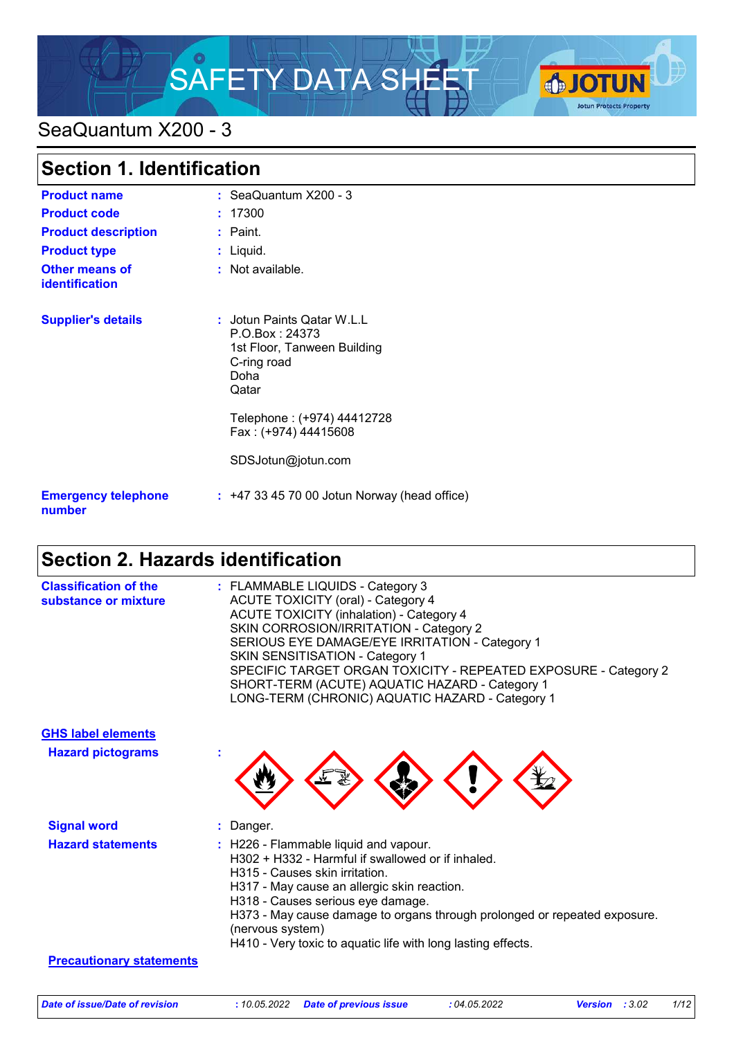# SAFETY DATA SHEET

## SeaQuantum X200 - 3

## Section 1. Identification

| | |
|---|---|
| **Product name** | : SeaQuantum X200 - 3 |
| **Product code** | : 17300 |
| **Product description** | : Paint. |
| **Product type** | : Liquid. |
| **Other means of identification** | : Not available. |

**Supplier's details** : Jotun Paints Qatar W.L.L
P.O.Box : 24373
1st Floor, Tanween Building
C-ring road
Doha
Qatar

Telephone : (+974) 44412728
Fax : (+974) 44415608

SDSJotun@jotun.com

**Emergency telephone number** : +47 33 45 70 00 Jotun Norway (head office)

## Section 2. Hazards identification

**Classification of the substance or mixture** :
FLAMMABLE LIQUIDS - Category 3
ACUTE TOXICITY (oral) - Category 4
ACUTE TOXICITY (inhalation) - Category 4
SKIN CORROSION/IRRITATION - Category 2
SERIOUS EYE DAMAGE/EYE IRRITATION - Category 1
SKIN SENSITISATION - Category 1
SPECIFIC TARGET ORGAN TOXICITY - REPEATED EXPOSURE - Category 2
SHORT-TERM (ACUTE) AQUATIC HAZARD - Category 1
LONG-TERM (CHRONIC) AQUATIC HAZARD - Category 1

**GHS label elements**

**Hazard pictograms** :

**Signal word** : Danger.

**Hazard statements** :
H226 - Flammable liquid and vapour.
H302 + H332 - Harmful if swallowed or if inhaled.
H315 - Causes skin irritation.
H317 - May cause an allergic skin reaction.
H318 - Causes serious eye damage.
H373 - May cause damage to organs through prolonged or repeated exposure. (nervous system)
H410 - Very toxic to aquatic life with long lasting effects.

**Precautionary statements**

*Date of issue/Date of revision* : 10.05.2022 *Date of previous issue* : 04.05.2022 *Version* : 3.02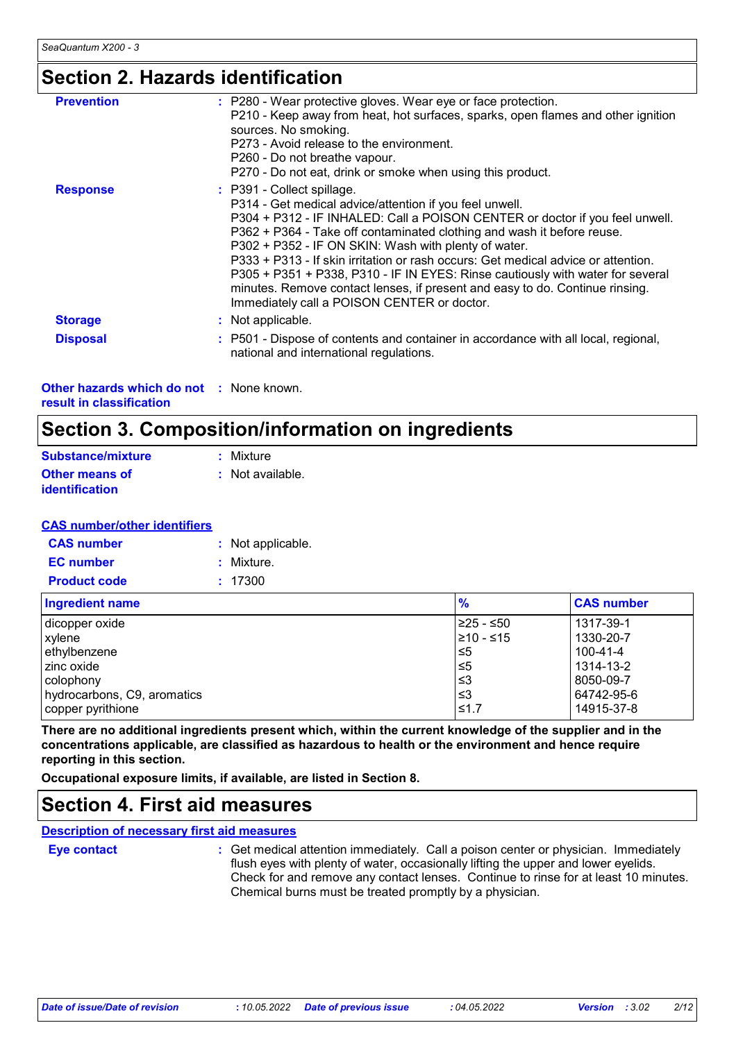## Section 2. Hazards identification

**Prevention** : P280 - Wear protective gloves. Wear eye or face protection.
P210 - Keep away from heat, hot surfaces, sparks, open flames and other ignition sources. No smoking.
P273 - Avoid release to the environment.
P260 - Do not breathe vapour.
P270 - Do not eat, drink or smoke when using this product.

**Response** : P391 - Collect spillage.
P314 - Get medical advice/attention if you feel unwell.
P304 + P312 - IF INHALED: Call a POISON CENTER or doctor if you feel unwell.
P362 + P364 - Take off contaminated clothing and wash it before reuse.
P302 + P352 - IF ON SKIN: Wash with plenty of water.
P333 + P313 - If skin irritation or rash occurs: Get medical advice or attention.
P305 + P351 + P338, P310 - IF IN EYES: Rinse cautiously with water for several minutes. Remove contact lenses, if present and easy to do. Continue rinsing. Immediately call a POISON CENTER or doctor.

**Storage** : Not applicable.

**Disposal** : P501 - Dispose of contents and container in accordance with all local, regional, national and international regulations.

**Other hazards which do not result in classification** : None known.

## Section 3. Composition/information on ingredients

**Substance/mixture** : Mixture

**Other means of identification** : Not available.

**CAS number/other identifiers**

**CAS number** : Not applicable.

**EC number** : Mixture.

**Product code** : 17300

| Ingredient name | % | CAS number |
|---|---|---|
| dicopper oxide | ≥25 - ≤50 | 1317-39-1 |
| xylene | ≥10 - ≤15 | 1330-20-7 |
| ethylbenzene | ≤5 | 100-41-4 |
| zinc oxide | ≤5 | 1314-13-2 |
| colophony | ≤3 | 8050-09-7 |
| hydrocarbons, C9, aromatics | ≤3 | 64742-95-6 |
| copper pyrithione | ≤1.7 | 14915-37-8 |

**There are no additional ingredients present which, within the current knowledge of the supplier and in the concentrations applicable, are classified as hazardous to health or the environment and hence require reporting in this section.**

**Occupational exposure limits, if available, are listed in Section 8.**

## Section 4. First aid measures

**Description of necessary first aid measures**

**Eye contact** : Get medical attention immediately. Call a poison center or physician. Immediately flush eyes with plenty of water, occasionally lifting the upper and lower eyelids. Check for and remove any contact lenses. Continue to rinse for at least 10 minutes. Chemical burns must be treated promptly by a physician.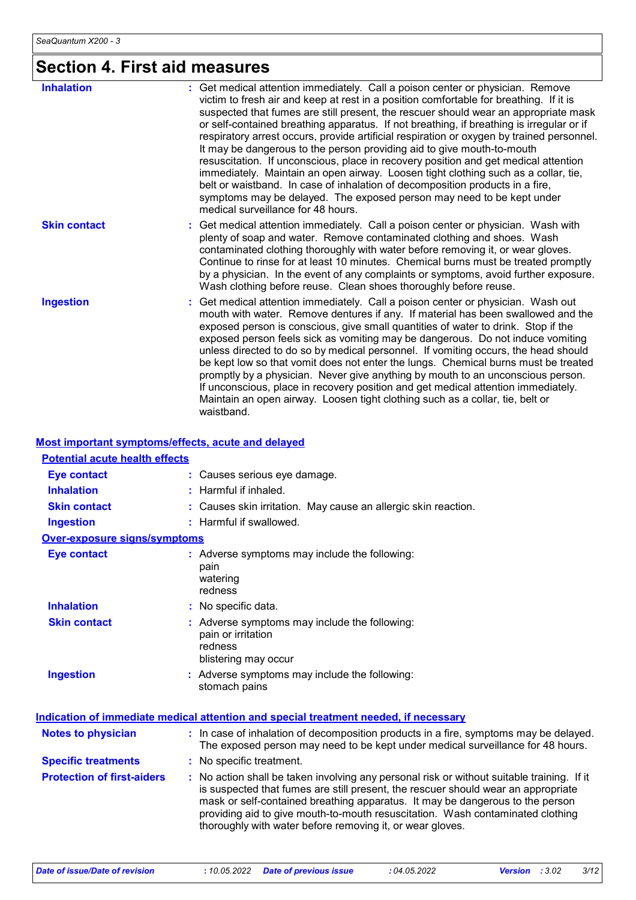# Section 4. First aid measures

**Inhalation** : Get medical attention immediately. Call a poison center or physician. Remove victim to fresh air and keep at rest in a position comfortable for breathing. If it is suspected that fumes are still present, the rescuer should wear an appropriate mask or self-contained breathing apparatus. If not breathing, if breathing is irregular or if respiratory arrest occurs, provide artificial respiration or oxygen by trained personnel. It may be dangerous to the person providing aid to give mouth-to-mouth resuscitation. If unconscious, place in recovery position and get medical attention immediately. Maintain an open airway. Loosen tight clothing such as a collar, tie, belt or waistband. In case of inhalation of decomposition products in a fire, symptoms may be delayed. The exposed person may need to be kept under medical surveillance for 48 hours.

**Skin contact** : Get medical attention immediately. Call a poison center or physician. Wash with plenty of soap and water. Remove contaminated clothing and shoes. Wash contaminated clothing thoroughly with water before removing it, or wear gloves. Continue to rinse for at least 10 minutes. Chemical burns must be treated promptly by a physician. In the event of any complaints or symptoms, avoid further exposure. Wash clothing before reuse. Clean shoes thoroughly before reuse.

**Ingestion** : Get medical attention immediately. Call a poison center or physician. Wash out mouth with water. Remove dentures if any. If material has been swallowed and the exposed person is conscious, give small quantities of water to drink. Stop if the exposed person feels sick as vomiting may be dangerous. Do not induce vomiting unless directed to do so by medical personnel. If vomiting occurs, the head should be kept low so that vomit does not enter the lungs. Chemical burns must be treated promptly by a physician. Never give anything by mouth to an unconscious person. If unconscious, place in recovery position and get medical attention immediately. Maintain an open airway. Loosen tight clothing such as a collar, tie, belt or waistband.

## Most important symptoms/effects, acute and delayed

### Potential acute health effects

**Eye contact** : Causes serious eye damage.

**Inhalation** : Harmful if inhaled.

**Skin contact** : Causes skin irritation. May cause an allergic skin reaction.

**Ingestion** : Harmful if swallowed.

### Over-exposure signs/symptoms

**Eye contact** : Adverse symptoms may include the following:
pain
watering
redness

**Inhalation** : No specific data.

**Skin contact** : Adverse symptoms may include the following:
pain or irritation
redness
blistering may occur

**Ingestion** : Adverse symptoms may include the following:
stomach pains

## Indication of immediate medical attention and special treatment needed, if necessary

**Notes to physician** : In case of inhalation of decomposition products in a fire, symptoms may be delayed. The exposed person may need to be kept under medical surveillance for 48 hours.

**Specific treatments** : No specific treatment.

**Protection of first-aiders** : No action shall be taken involving any personal risk or without suitable training. If it is suspected that fumes are still present, the rescuer should wear an appropriate mask or self-contained breathing apparatus. It may be dangerous to the person providing aid to give mouth-to-mouth resuscitation. Wash contaminated clothing thoroughly with water before removing it, or wear gloves.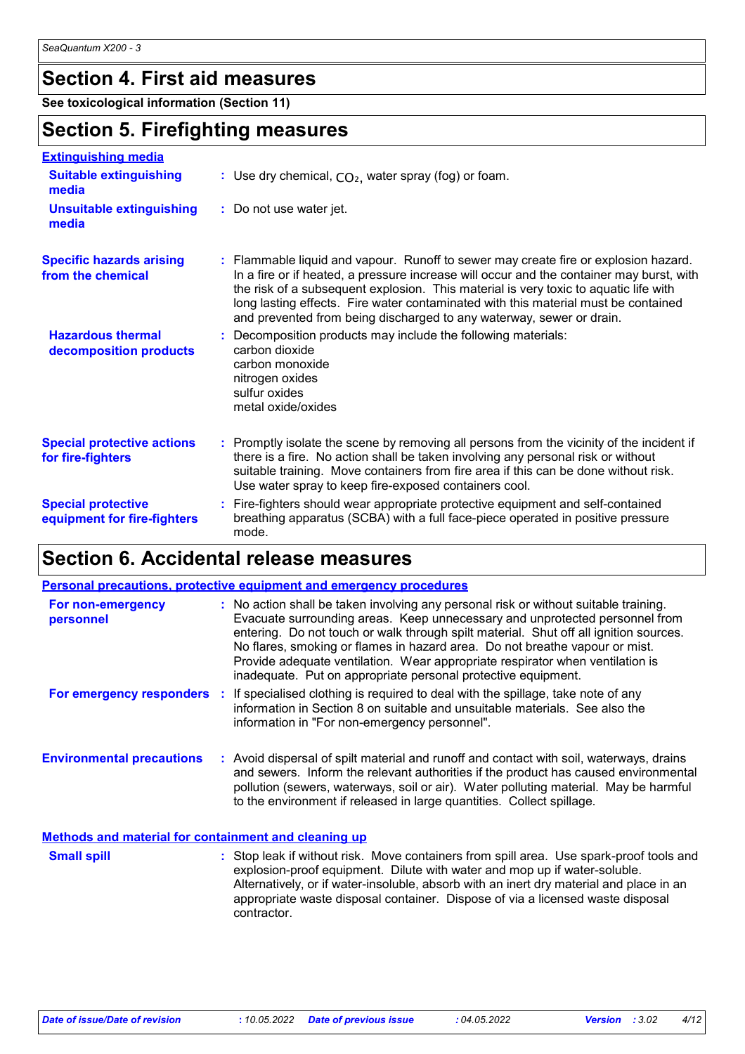## Section 4. First aid measures

**See toxicological information (Section 11)**

## Section 5. Firefighting measures

### Extinguishing media

| | |
|---|---|
| **Suitable extinguishing media** | : Use dry chemical, $CO_2$, water spray (fog) or foam. |
| **Unsuitable extinguishing media** | : Do not use water jet. |
| **Specific hazards arising from the chemical** | : Flammable liquid and vapour. Runoff to sewer may create fire or explosion hazard. In a fire or if heated, a pressure increase will occur and the container may burst, with the risk of a subsequent explosion. This material is very toxic to aquatic life with long lasting effects. Fire water contaminated with this material must be contained and prevented from being discharged to any waterway, sewer or drain. |
| **Hazardous thermal decomposition products** | : Decomposition products may include the following materials: carbon dioxide, carbon monoxide, nitrogen oxides, sulfur oxides, metal oxide/oxides |
| **Special protective actions for fire-fighters** | : Promptly isolate the scene by removing all persons from the vicinity of the incident if there is a fire. No action shall be taken involving any personal risk or without suitable training. Move containers from fire area if this can be done without risk. Use water spray to keep fire-exposed containers cool. |
| **Special protective equipment for fire-fighters** | : Fire-fighters should wear appropriate protective equipment and self-contained breathing apparatus (SCBA) with a full face-piece operated in positive pressure mode. |

## Section 6. Accidental release measures

### Personal precautions, protective equipment and emergency procedures

| | |
|---|---|
| **For non-emergency personnel** | : No action shall be taken involving any personal risk or without suitable training. Evacuate surrounding areas. Keep unnecessary and unprotected personnel from entering. Do not touch or walk through spilt material. Shut off all ignition sources. No flares, smoking or flames in hazard area. Do not breathe vapour or mist. Provide adequate ventilation. Wear appropriate respirator when ventilation is inadequate. Put on appropriate personal protective equipment. |
| **For emergency responders** | : If specialised clothing is required to deal with the spillage, take note of any information in Section 8 on suitable and unsuitable materials. See also the information in "For non-emergency personnel". |
| **Environmental precautions** | : Avoid dispersal of spilt material and runoff and contact with soil, waterways, drains and sewers. Inform the relevant authorities if the product has caused environmental pollution (sewers, waterways, soil or air). Water polluting material. May be harmful to the environment if released in large quantities. Collect spillage. |

### Methods and material for containment and cleaning up

| | |
|---|---|
| **Small spill** | : Stop leak if without risk. Move containers from spill area. Use spark-proof tools and explosion-proof equipment. Dilute with water and mop up if water-soluble. Alternatively, or if water-insoluble, absorb with an inert dry material and place in an appropriate waste disposal container. Dispose of via a licensed waste disposal contractor. |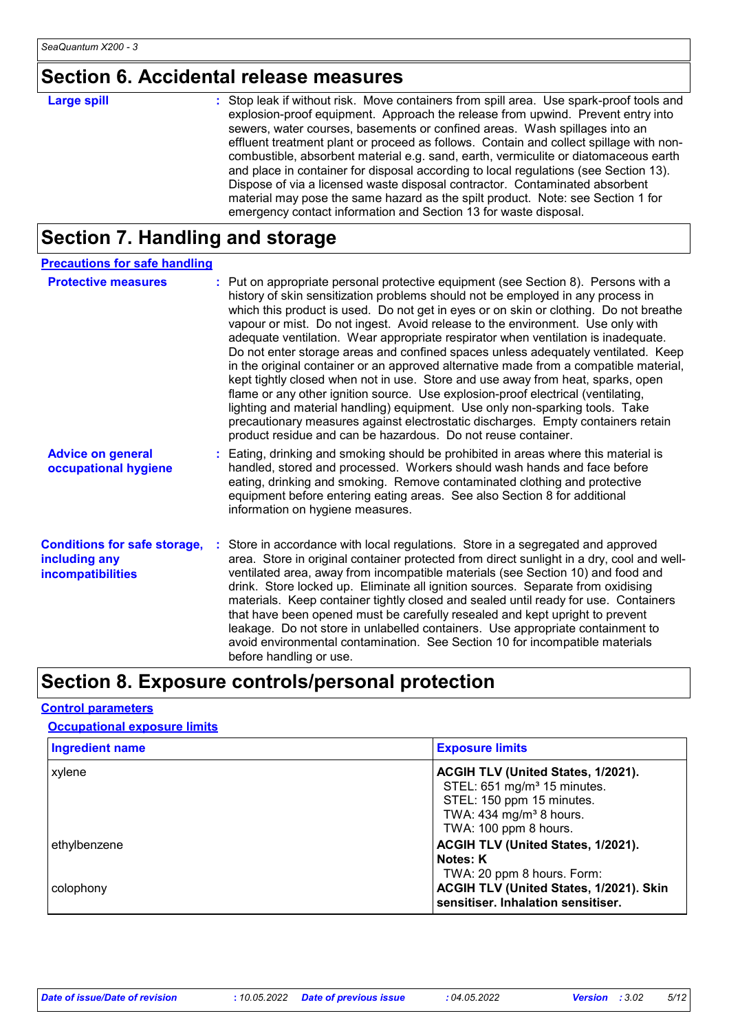## Section 6. Accidental release measures

**Large spill** : Stop leak if without risk. Move containers from spill area. Use spark-proof tools and explosion-proof equipment. Approach the release from upwind. Prevent entry into sewers, water courses, basements or confined areas. Wash spillages into an effluent treatment plant or proceed as follows. Contain and collect spillage with non-combustible, absorbent material e.g. sand, earth, vermiculite or diatomaceous earth and place in container for disposal according to local regulations (see Section 13). Dispose of via a licensed waste disposal contractor. Contaminated absorbent material may pose the same hazard as the spilt product. Note: see Section 1 for emergency contact information and Section 13 for waste disposal.

## Section 7. Handling and storage

### Precautions for safe handling

**Protective measures** : Put on appropriate personal protective equipment (see Section 8). Persons with a history of skin sensitization problems should not be employed in any process in which this product is used. Do not get in eyes or on skin or clothing. Do not breathe vapour or mist. Do not ingest. Avoid release to the environment. Use only with adequate ventilation. Wear appropriate respirator when ventilation is inadequate. Do not enter storage areas and confined spaces unless adequately ventilated. Keep in the original container or an approved alternative made from a compatible material, kept tightly closed when not in use. Store and use away from heat, sparks, open flame or any other ignition source. Use explosion-proof electrical (ventilating, lighting and material handling) equipment. Use only non-sparking tools. Take precautionary measures against electrostatic discharges. Empty containers retain product residue and can be hazardous. Do not reuse container.

**Advice on general occupational hygiene** : Eating, drinking and smoking should be prohibited in areas where this material is handled, stored and processed. Workers should wash hands and face before eating, drinking and smoking. Remove contaminated clothing and protective equipment before entering eating areas. See also Section 8 for additional information on hygiene measures.

**Conditions for safe storage, including any incompatibilities** : Store in accordance with local regulations. Store in a segregated and approved area. Store in original container protected from direct sunlight in a dry, cool and well-ventilated area, away from incompatible materials (see Section 10) and food and drink. Store locked up. Eliminate all ignition sources. Separate from oxidising materials. Keep container tightly closed and sealed until ready for use. Containers that have been opened must be carefully resealed and kept upright to prevent leakage. Do not store in unlabelled containers. Use appropriate containment to avoid environmental contamination. See Section 10 for incompatible materials before handling or use.

## Section 8. Exposure controls/personal protection

### Control parameters

#### Occupational exposure limits

| Ingredient name | Exposure limits |
|---|---|
| xylene | **ACGIH TLV (United States, 1/2021).**<br>STEL: 651 mg/m³ 15 minutes.<br>STEL: 150 ppm 15 minutes.<br>TWA: 434 mg/m³ 8 hours.<br>TWA: 100 ppm 8 hours. |
| ethylbenzene | **ACGIH TLV (United States, 1/2021).**<br>**Notes: K**<br>TWA: 20 ppm 8 hours. Form: |
| colophony | **ACGIH TLV (United States, 1/2021). Skin sensitiser. Inhalation sensitiser.** |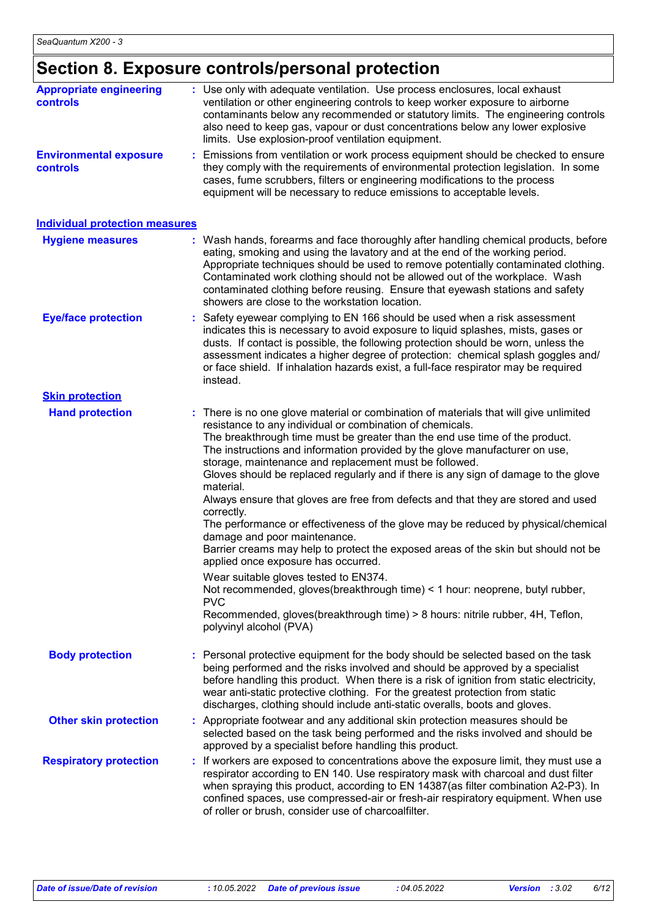# Section 8. Exposure controls/personal protection

**Appropriate engineering controls** : Use only with adequate ventilation. Use process enclosures, local exhaust ventilation or other engineering controls to keep worker exposure to airborne contaminants below any recommended or statutory limits. The engineering controls also need to keep gas, vapour or dust concentrations below any lower explosive limits. Use explosion-proof ventilation equipment.

**Environmental exposure controls** : Emissions from ventilation or work process equipment should be checked to ensure they comply with the requirements of environmental protection legislation. In some cases, fume scrubbers, filters or engineering modifications to the process equipment will be necessary to reduce emissions to acceptable levels.

## Individual protection measures

**Hygiene measures** : Wash hands, forearms and face thoroughly after handling chemical products, before eating, smoking and using the lavatory and at the end of the working period. Appropriate techniques should be used to remove potentially contaminated clothing. Contaminated work clothing should not be allowed out of the workplace. Wash contaminated clothing before reusing. Ensure that eyewash stations and safety showers are close to the workstation location.

**Eye/face protection** : Safety eyewear complying to EN 166 should be used when a risk assessment indicates this is necessary to avoid exposure to liquid splashes, mists, gases or dusts. If contact is possible, the following protection should be worn, unless the assessment indicates a higher degree of protection: chemical splash goggles and/ or face shield. If inhalation hazards exist, a full-face respirator may be required instead.

### Skin protection

**Hand protection** : There is no one glove material or combination of materials that will give unlimited resistance to any individual or combination of chemicals.
The breakthrough time must be greater than the end use time of the product.
The instructions and information provided by the glove manufacturer on use, storage, maintenance and replacement must be followed.
Gloves should be replaced regularly and if there is any sign of damage to the glove material.
Always ensure that gloves are free from defects and that they are stored and used correctly.
The performance or effectiveness of the glove may be reduced by physical/chemical damage and poor maintenance.
Barrier creams may help to protect the exposed areas of the skin but should not be applied once exposure has occurred.

Wear suitable gloves tested to EN374.
Not recommended, gloves(breakthrough time) < 1 hour: neoprene, butyl rubber, PVC
Recommended, gloves(breakthrough time) > 8 hours: nitrile rubber, 4H, Teflon, polyvinyl alcohol (PVA)

**Body protection** : Personal protective equipment for the body should be selected based on the task being performed and the risks involved and should be approved by a specialist before handling this product. When there is a risk of ignition from static electricity, wear anti-static protective clothing. For the greatest protection from static discharges, clothing should include anti-static overalls, boots and gloves.

**Other skin protection** : Appropriate footwear and any additional skin protection measures should be selected based on the task being performed and the risks involved and should be approved by a specialist before handling this product.

**Respiratory protection** : If workers are exposed to concentrations above the exposure limit, they must use a respirator according to EN 140. Use respiratory mask with charcoal and dust filter when spraying this product, according to EN 14387(as filter combination A2-P3). In confined spaces, use compressed-air or fresh-air respiratory equipment. When use of roller or brush, consider use of charcoalfilter.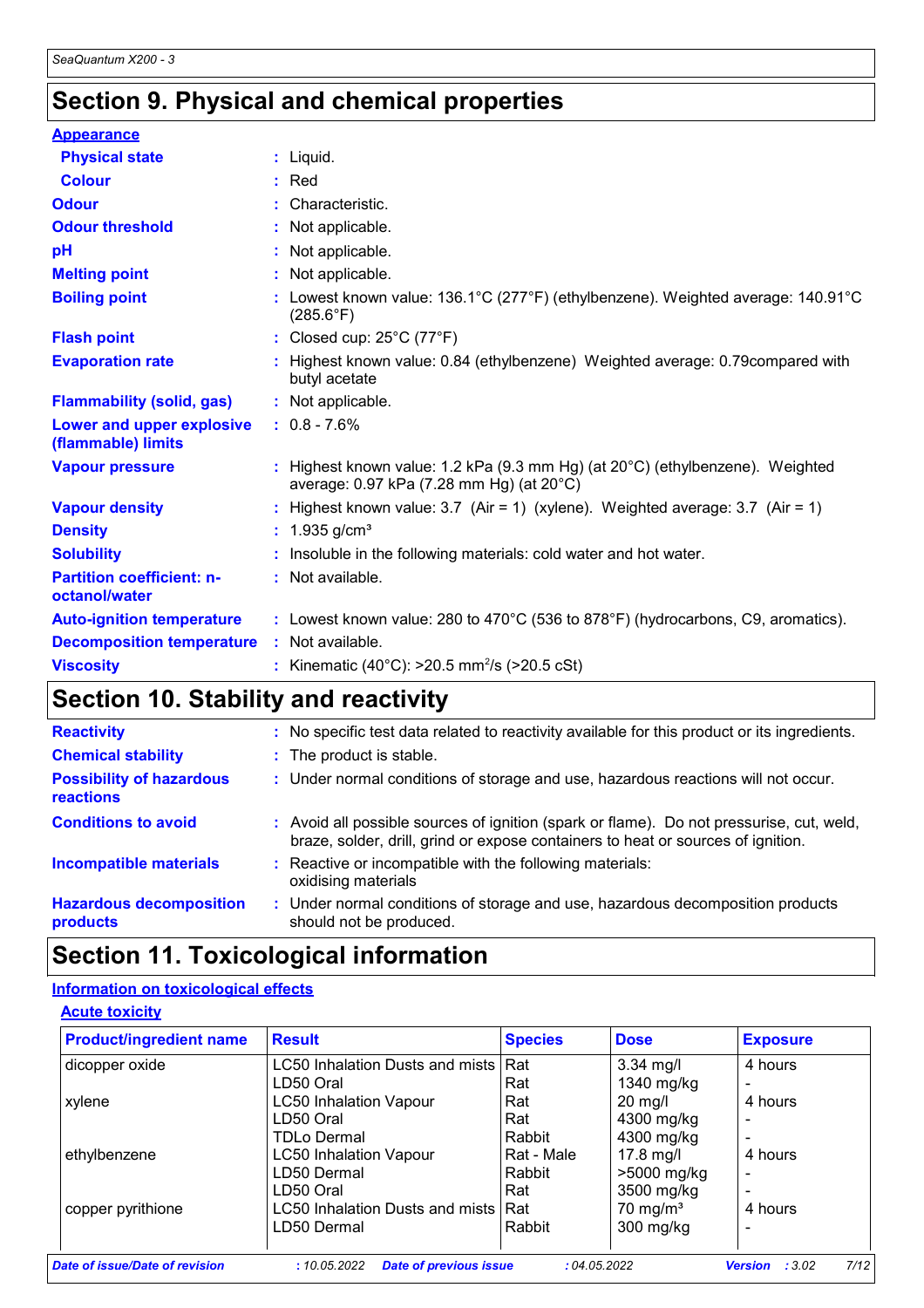# Section 9. Physical and chemical properties

**Appearance**

| | |
|---|---|
| **Physical state** | : Liquid. |
| **Colour** | : Red |
| **Odour** | : Characteristic. |
| **Odour threshold** | : Not applicable. |
| **pH** | : Not applicable. |
| **Melting point** | : Not applicable. |
| **Boiling point** | : Lowest known value: 136.1°C (277°F) (ethylbenzene). Weighted average: 140.91°C (285.6°F) |
| **Flash point** | : Closed cup: 25°C (77°F) |
| **Evaporation rate** | : Highest known value: 0.84 (ethylbenzene) Weighted average: 0.79compared with butyl acetate |
| **Flammability (solid, gas)** | : Not applicable. |
| **Lower and upper explosive (flammable) limits** | : 0.8 - 7.6% |
| **Vapour pressure** | : Highest known value: 1.2 kPa (9.3 mm Hg) (at 20°C) (ethylbenzene). Weighted average: 0.97 kPa (7.28 mm Hg) (at 20°C) |
| **Vapour density** | : Highest known value: 3.7 (Air = 1) (xylene). Weighted average: 3.7 (Air = 1) |
| **Density** | : 1.935 g/cm³ |
| **Solubility** | : Insoluble in the following materials: cold water and hot water. |
| **Partition coefficient: n-octanol/water** | : Not available. |
| **Auto-ignition temperature** | : Lowest known value: 280 to 470°C (536 to 878°F) (hydrocarbons, C9, aromatics). |
| **Decomposition temperature** | : Not available. |
| **Viscosity** | : Kinematic (40°C): >20.5 mm²/s (>20.5 cSt) |

# Section 10. Stability and reactivity

| | |
|---|---|
| **Reactivity** | : No specific test data related to reactivity available for this product or its ingredients. |
| **Chemical stability** | : The product is stable. |
| **Possibility of hazardous reactions** | : Under normal conditions of storage and use, hazardous reactions will not occur. |
| **Conditions to avoid** | : Avoid all possible sources of ignition (spark or flame). Do not pressurise, cut, weld, braze, solder, drill, grind or expose containers to heat or sources of ignition. |
| **Incompatible materials** | : Reactive or incompatible with the following materials: oxidising materials |
| **Hazardous decomposition products** | : Under normal conditions of storage and use, hazardous decomposition products should not be produced. |

# Section 11. Toxicological information

**Information on toxicological effects**

**Acute toxicity**

| Product/ingredient name | Result | Species | Dose | Exposure |
|---|---|---|---|---|
| dicopper oxide | LC50 Inhalation Dusts and mists | Rat | 3.34 mg/l | 4 hours |
| | LD50 Oral | Rat | 1340 mg/kg | - |
| xylene | LC50 Inhalation Vapour | Rat | 20 mg/l | 4 hours |
| | LD50 Oral | Rat | 4300 mg/kg | - |
| | TDLo Dermal | Rabbit | 4300 mg/kg | - |
| ethylbenzene | LC50 Inhalation Vapour | Rat - Male | 17.8 mg/l | 4 hours |
| | LD50 Dermal | Rabbit | >5000 mg/kg | - |
| | LD50 Oral | Rat | 3500 mg/kg | - |
| copper pyrithione | LC50 Inhalation Dusts and mists | Rat | 70 mg/m³ | 4 hours |
| | LD50 Dermal | Rabbit | 300 mg/kg | - |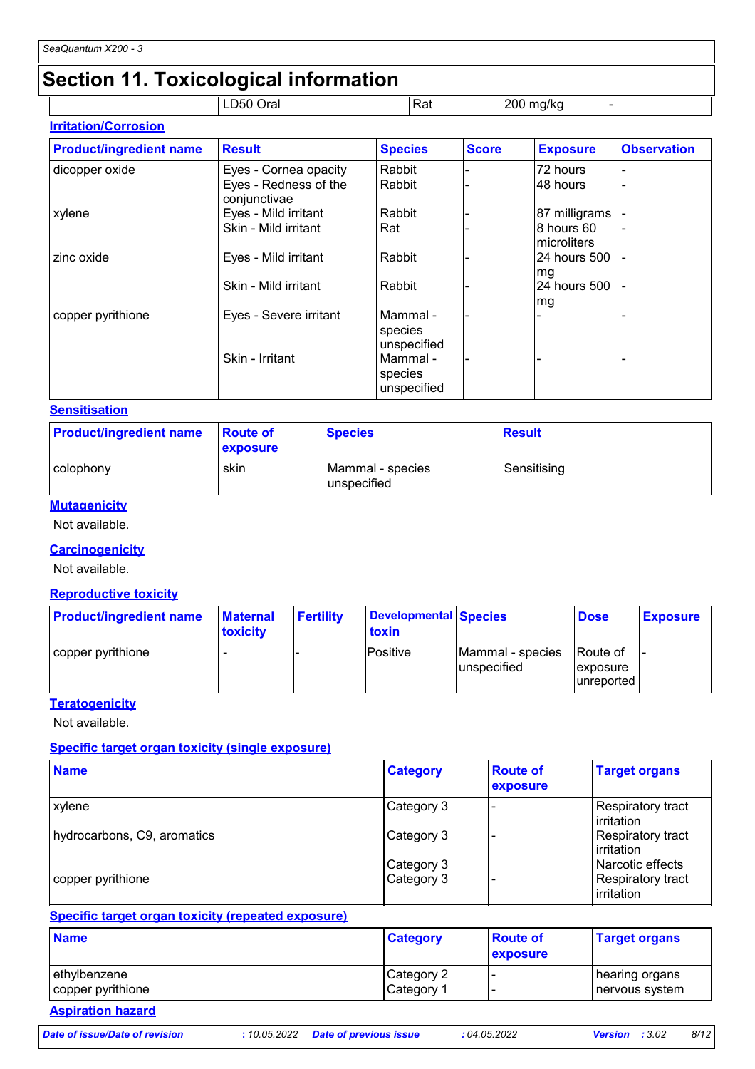## Section 11. Toxicological information

| | LD50 Oral | Rat | 200 mg/kg | - |
|---|---|---|---|---|

### Irritation/Corrosion

| Product/ingredient name | Result | Species | Score | Exposure | Observation |
|---|---|---|---|---|---|
| dicopper oxide | Eyes - Cornea opacity | Rabbit | - | 72 hours | - |
| | Eyes - Redness of the conjunctivae | Rabbit | - | 48 hours | - |
| xylene | Eyes - Mild irritant | Rabbit | - | 87 milligrams | - |
| | Skin - Mild irritant | Rat | - | 8 hours 60 microliters | - |
| zinc oxide | Eyes - Mild irritant | Rabbit | - | 24 hours 500 mg | - |
| | Skin - Mild irritant | Rabbit | - | 24 hours 500 mg | - |
| copper pyrithione | Eyes - Severe irritant | Mammal - species unspecified | - | - | - |
| | Skin - Irritant | Mammal - species unspecified | - | - | - |

### Sensitisation

| Product/ingredient name | Route of exposure | Species | Result |
|---|---|---|---|
| colophony | skin | Mammal - species unspecified | Sensitising |

### Mutagenicity

Not available.

### Carcinogenicity

Not available.

### Reproductive toxicity

| Product/ingredient name | Maternal toxicity | Fertility | Developmental toxin | Species | Dose | Exposure |
|---|---|---|---|---|---|---|
| copper pyrithione | - | - | Positive | Mammal - species unspecified | Route of exposure unreported | - |

### Teratogenicity

Not available.

### Specific target organ toxicity (single exposure)

| Name | Category | Route of exposure | Target organs |
|---|---|---|---|
| xylene | Category 3 | - | Respiratory tract irritation |
| hydrocarbons, C9, aromatics | Category 3 | - | Respiratory tract irritation |
| | Category 3 | | Narcotic effects |
| copper pyrithione | Category 3 | - | Respiratory tract irritation |

### Specific target organ toxicity (repeated exposure)

| Name | Category | Route of exposure | Target organs |
|---|---|---|---|
| ethylbenzene | Category 2 | - | hearing organs |
| copper pyrithione | Category 1 | - | nervous system |

### Aspiration hazard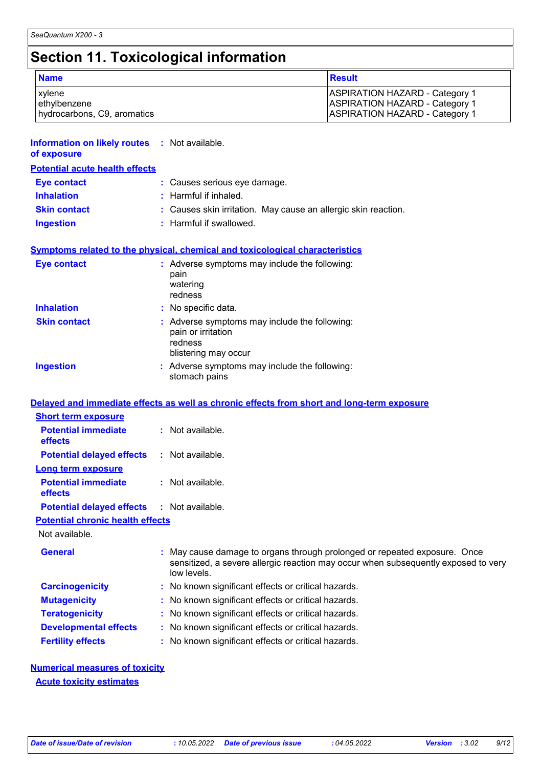## Section 11. Toxicological information

| Name | Result |
|---|---|
| xylene<br>ethylbenzene<br>hydrocarbons, C9, aromatics | ASPIRATION HAZARD - Category 1<br>ASPIRATION HAZARD - Category 1<br>ASPIRATION HAZARD - Category 1 |

**Information on likely routes of exposure** : Not available.

**Potential acute health effects**

**Eye contact** : Causes serious eye damage.

**Inhalation** : Harmful if inhaled.

**Skin contact** : Causes skin irritation. May cause an allergic skin reaction.

**Ingestion** : Harmful if swallowed.

**Symptoms related to the physical, chemical and toxicological characteristics**

**Eye contact** : Adverse symptoms may include the following:
pain
watering
redness

**Inhalation** : No specific data.

**Skin contact** : Adverse symptoms may include the following:
pain or irritation
redness
blistering may occur

**Ingestion** : Adverse symptoms may include the following:
stomach pains

**Delayed and immediate effects as well as chronic effects from short and long-term exposure**

**Short term exposure**

**Potential immediate effects** : Not available.

**Potential delayed effects** : Not available.

**Long term exposure**

**Potential immediate effects** : Not available.

**Potential delayed effects** : Not available.

**Potential chronic health effects**

Not available.

**General** : May cause damage to organs through prolonged or repeated exposure. Once sensitized, a severe allergic reaction may occur when subsequently exposed to very low levels.

**Carcinogenicity** : No known significant effects or critical hazards.

**Mutagenicity** : No known significant effects or critical hazards.

**Teratogenicity** : No known significant effects or critical hazards.

**Developmental effects** : No known significant effects or critical hazards.

**Fertility effects** : No known significant effects or critical hazards.

**Numerical measures of toxicity**

**Acute toxicity estimates**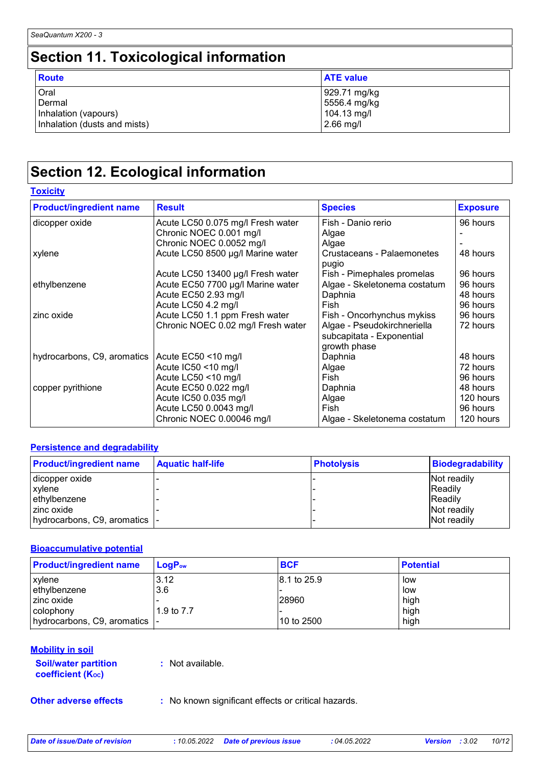# Section 11. Toxicological information

| Route | ATE value |
|---|---|
| Oral | 929.71 mg/kg |
| Dermal | 5556.4 mg/kg |
| Inhalation (vapours) | 104.13 mg/l |
| Inhalation (dusts and mists) | 2.66 mg/l |

# Section 12. Ecological information

## Toxicity

| Product/ingredient name | Result | Species | Exposure |
|---|---|---|---|
| dicopper oxide | Acute LC50 0.075 mg/l Fresh water | Fish - Danio rerio | 96 hours |
| | Chronic NOEC 0.001 mg/l | Algae | - |
| | Chronic NOEC 0.0052 mg/l | Algae | - |
| xylene | Acute LC50 8500 µg/l Marine water | Crustaceans - Palaemonetes pugio | 48 hours |
| | Acute LC50 13400 µg/l Fresh water | Fish - Pimephales promelas | 96 hours |
| ethylbenzene | Acute EC50 7700 µg/l Marine water | Algae - Skeletonema costatum | 96 hours |
| | Acute EC50 2.93 mg/l | Daphnia | 48 hours |
| | Acute LC50 4.2 mg/l | Fish | 96 hours |
| zinc oxide | Acute LC50 1.1 ppm Fresh water | Fish - Oncorhynchus mykiss | 96 hours |
| | Chronic NOEC 0.02 mg/l Fresh water | Algae - Pseudokirchneriella subcapitata - Exponential growth phase | 72 hours |
| hydrocarbons, C9, aromatics | Acute EC50 <10 mg/l | Daphnia | 48 hours |
| | Acute IC50 <10 mg/l | Algae | 72 hours |
| | Acute LC50 <10 mg/l | Fish | 96 hours |
| copper pyrithione | Acute EC50 0.022 mg/l | Daphnia | 48 hours |
| | Acute IC50 0.035 mg/l | Algae | 120 hours |
| | Acute LC50 0.0043 mg/l | Fish | 96 hours |
| | Chronic NOEC 0.00046 mg/l | Algae - Skeletonema costatum | 120 hours |

## Persistence and degradability

| Product/ingredient name | Aquatic half-life | Photolysis | Biodegradability |
|---|---|---|---|
| dicopper oxide | - | - | Not readily |
| xylene | - | - | Readily |
| ethylbenzene | - | - | Readily |
| zinc oxide | - | - | Not readily |
| hydrocarbons, C9, aromatics | - | - | Not readily |

## Bioaccumulative potential

| Product/ingredient name | $LogP_{ow}$ | BCF | Potential |
|---|---|---|---|
| xylene | 3.12 | 8.1 to 25.9 | low |
| ethylbenzene | 3.6 | - | low |
| zinc oxide | - | 28960 | high |
| colophony | 1.9 to 7.7 | - | high |
| hydrocarbons, C9, aromatics | - | 10 to 2500 | high |

## Mobility in soil

**Soil/water partition coefficient ($K_{OC}$)** : Not available.

**Other adverse effects** : No known significant effects or critical hazards.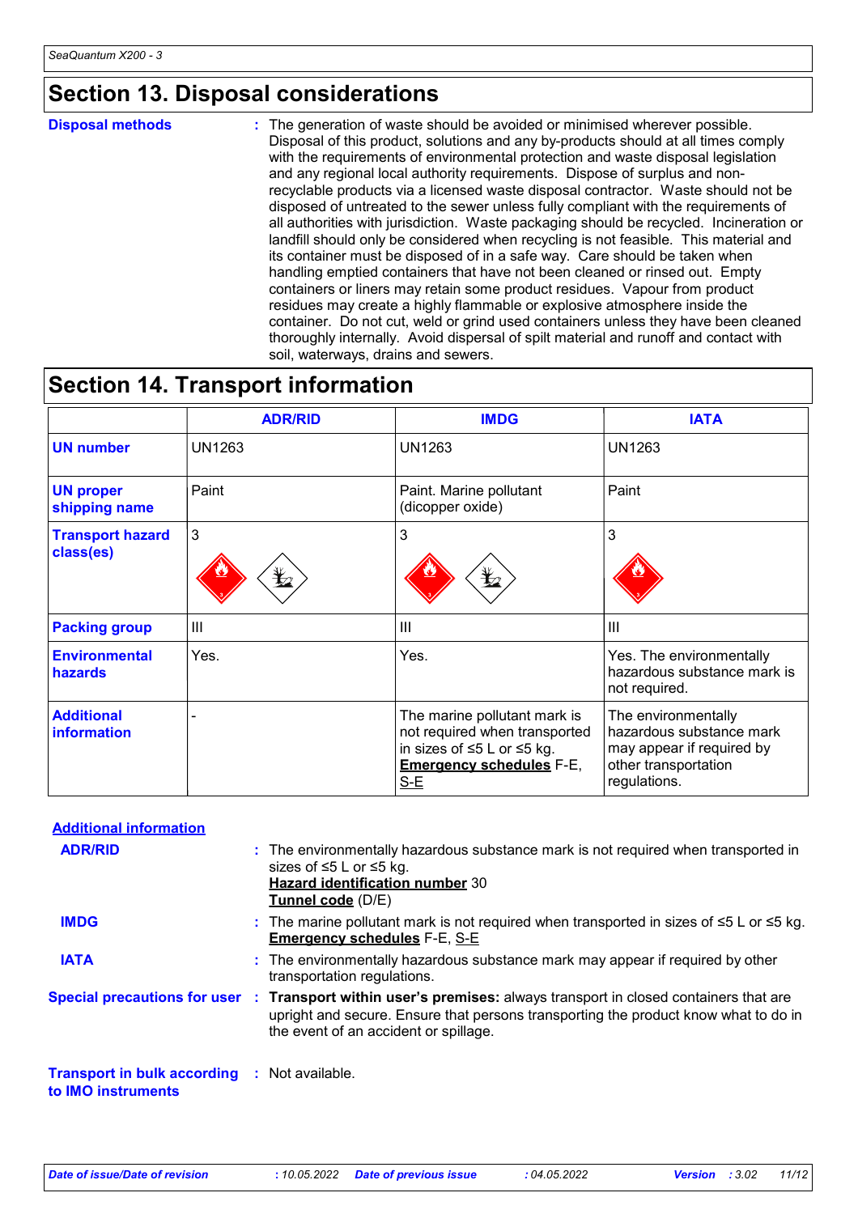## Section 13. Disposal considerations

**Disposal methods** : The generation of waste should be avoided or minimised wherever possible. Disposal of this product, solutions and any by-products should at all times comply with the requirements of environmental protection and waste disposal legislation and any regional local authority requirements. Dispose of surplus and non-recyclable products via a licensed waste disposal contractor. Waste should not be disposed of untreated to the sewer unless fully compliant with the requirements of all authorities with jurisdiction. Waste packaging should be recycled. Incineration or landfill should only be considered when recycling is not feasible. This material and its container must be disposed of in a safe way. Care should be taken when handling emptied containers that have not been cleaned or rinsed out. Empty containers or liners may retain some product residues. Vapour from product residues may create a highly flammable or explosive atmosphere inside the container. Do not cut, weld or grind used containers unless they have been cleaned thoroughly internally. Avoid dispersal of spilt material and runoff and contact with soil, waterways, drains and sewers.

## Section 14. Transport information

| | ADR/RID | IMDG | IATA |
|---|---|---|---|
| **UN number** | UN1263 | UN1263 | UN1263 |
| **UN proper shipping name** | Paint | Paint. Marine pollutant (dicopper oxide) | Paint |
| **Transport hazard class(es)** | 3 | 3 | 3 |
| **Packing group** | III | III | III |
| **Environmental hazards** | Yes. | Yes. | Yes. The environmentally hazardous substance mark is not required. |
| **Additional information** | - | The marine pollutant mark is not required when transported in sizes of ≤5 L or ≤5 kg. **Emergency schedules** F-E, S-E | The environmentally hazardous substance mark may appear if required by other transportation regulations. |

**Additional information**

**ADR/RID** : The environmentally hazardous substance mark is not required when transported in sizes of ≤5 L or ≤5 kg.
**Hazard identification number** 30
**Tunnel code** (D/E)

**IMDG** : The marine pollutant mark is not required when transported in sizes of ≤5 L or ≤5 kg.
**Emergency schedules** F-E, S-E

**IATA** : The environmentally hazardous substance mark may appear if required by other transportation regulations.

**Special precautions for user** : **Transport within user's premises:** always transport in closed containers that are upright and secure. Ensure that persons transporting the product know what to do in the event of an accident or spillage.

**Transport in bulk according to IMO instruments** : Not available.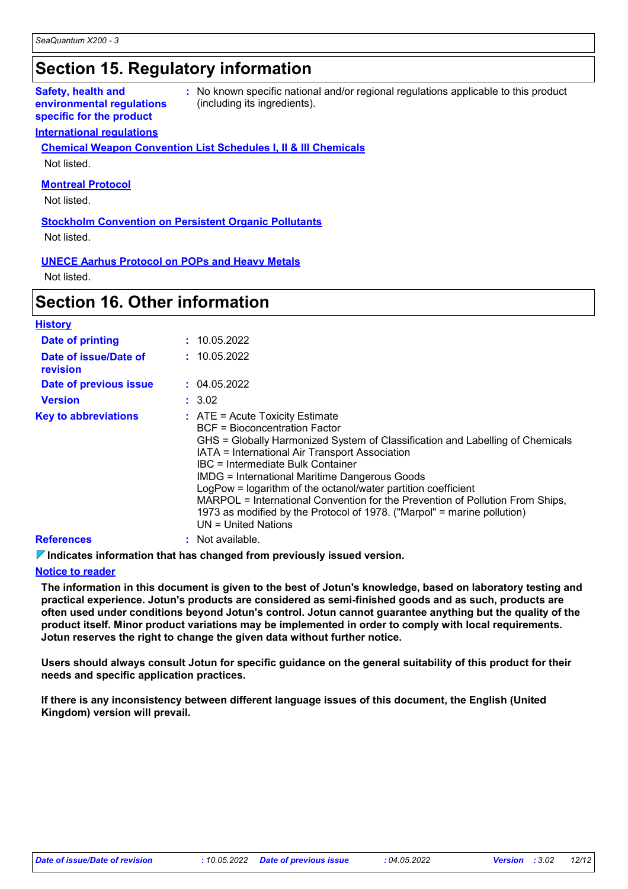# Section 15. Regulatory information

**Safety, health and environmental regulations specific for the product** : No known specific national and/or regional regulations applicable to this product (including its ingredients).

**International regulations**

**Chemical Weapon Convention List Schedules I, II & III Chemicals**

Not listed.

**Montreal Protocol**

Not listed.

**Stockholm Convention on Persistent Organic Pollutants**

Not listed.

**UNECE Aarhus Protocol on POPs and Heavy Metals**

Not listed.

# Section 16. Other information

**History**

**Date of printing** : 10.05.2022

**Date of issue/Date of revision** : 10.05.2022

**Date of previous issue** : 04.05.2022

**Version** : 3.02

**Key to abbreviations** :
ATE = Acute Toxicity Estimate
BCF = Bioconcentration Factor
GHS = Globally Harmonized System of Classification and Labelling of Chemicals
IATA = International Air Transport Association
IBC = Intermediate Bulk Container
IMDG = International Maritime Dangerous Goods
LogPow = logarithm of the octanol/water partition coefficient
MARPOL = International Convention for the Prevention of Pollution From Ships, 1973 as modified by the Protocol of 1978. ("Marpol" = marine pollution)
UN = United Nations

**References** : Not available.

**Indicates information that has changed from previously issued version.**

**Notice to reader**

**The information in this document is given to the best of Jotun's knowledge, based on laboratory testing and practical experience. Jotun's products are considered as semi-finished goods and as such, products are often used under conditions beyond Jotun's control. Jotun cannot guarantee anything but the quality of the product itself. Minor product variations may be implemented in order to comply with local requirements. Jotun reserves the right to change the given data without further notice.**

**Users should always consult Jotun for specific guidance on the general suitability of this product for their needs and specific application practices.**

**If there is any inconsistency between different language issues of this document, the English (United Kingdom) version will prevail.**